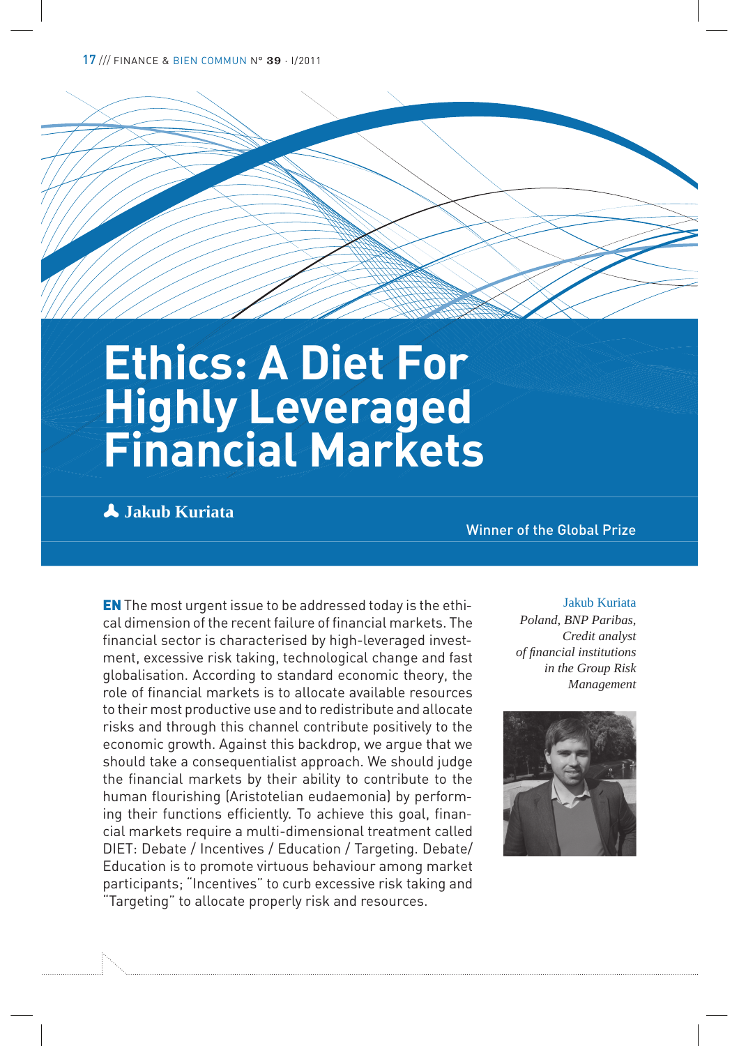# Ethics: A Diet For Highly Leveraged Financial Markets

**Jakub Kuriata**

Winner of the Global Prize

Jakub Kuriata
*Poland, BNP Paribas, Credit analyst of financial institutions in the Group Risk Management*

**EN** The most urgent issue to be addressed today is the ethical dimension of the recent failure of financial markets. The financial sector is characterised by high-leveraged investment, excessive risk taking, technological change and fast globalisation. According to standard economic theory, the role of financial markets is to allocate available resources to their most productive use and to redistribute and allocate risks and through this channel contribute positively to the economic growth. Against this backdrop, we argue that we should take a consequentialist approach. We should judge the financial markets by their ability to contribute to the human flourishing (Aristotelian eudaemonia) by performing their functions efficiently. To achieve this goal, financial markets require a multi-dimensional treatment called DIET: Debate / Incentives / Education / Targeting. Debate/Education is to promote virtuous behaviour among market participants; "Incentives" to curb excessive risk taking and "Targeting" to allocate properly risk and resources.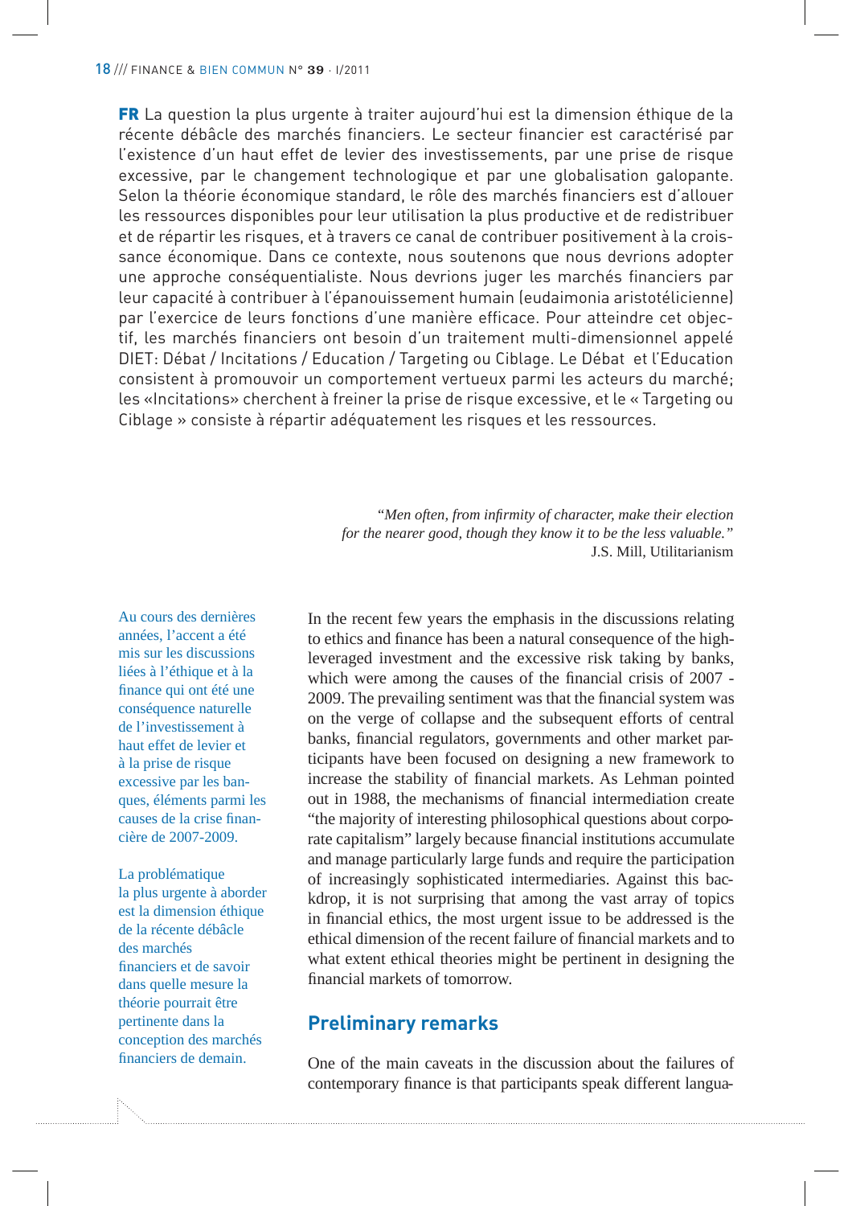**FR** La question la plus urgente à traiter aujourd'hui est la dimension éthique de la récente débâcle des marchés financiers. Le secteur financier est caractérisé par l'existence d'un haut effet de levier des investissements, par une prise de risque excessive, par le changement technologique et par une globalisation galopante. Selon la théorie économique standard, le rôle des marchés financiers est d'allouer les ressources disponibles pour leur utilisation la plus productive et de redistribuer et de répartir les risques, et à travers ce canal de contribuer positivement à la croissance économique. Dans ce contexte, nous soutenons que nous devrions adopter une approche conséquentialiste. Nous devrions juger les marchés financiers par leur capacité à contribuer à l'épanouissement humain (eudaimonia aristotélicienne) par l'exercice de leurs fonctions d'une manière efficace. Pour atteindre cet objectif, les marchés financiers ont besoin d'un traitement multi-dimensionnel appelé DIET: Débat / Incitations / Education / Targeting ou Ciblage. Le Débat et l'Education consistent à promouvoir un comportement vertueux parmi les acteurs du marché; les «Incitations» cherchent à freiner la prise de risque excessive, et le « Targeting ou Ciblage » consiste à répartir adéquatement les risques et les ressources.

> *"Men often, from infirmity of character, make their election for the nearer good, though they know it to be the less valuable."*
> J.S. Mill, Utilitarianism

In the recent few years the emphasis in the discussions relating to ethics and finance has been a natural consequence of the high-leveraged investment and the excessive risk taking by banks, which were among the causes of the financial crisis of 2007 - 2009. The prevailing sentiment was that the financial system was on the verge of collapse and the subsequent efforts of central banks, financial regulators, governments and other market participants have been focused on designing a new framework to increase the stability of financial markets. As Lehman pointed out in 1988, the mechanisms of financial intermediation create "the majority of interesting philosophical questions about corporate capitalism" largely because financial institutions accumulate and manage particularly large funds and require the participation of increasingly sophisticated intermediaries. Against this backdrop, it is not surprising that among the vast array of topics in financial ethics, the most urgent issue to be addressed is the ethical dimension of the recent failure of financial markets and to what extent ethical theories might be pertinent in designing the financial markets of tomorrow.

Au cours des dernières années, l'accent a été mis sur les discussions liées à l'éthique et à la finance qui ont été une conséquence naturelle de l'investissement à haut effet de levier et à la prise de risque excessive par les banques, éléments parmi les causes de la crise financière de 2007-2009.

La problématique la plus urgente à aborder est la dimension éthique de la récente débâcle des marchés financiers et de savoir dans quelle mesure la théorie pourrait être pertinente dans la conception des marchés financiers de demain.

## Preliminary remarks

One of the main caveats in the discussion about the failures of contemporary finance is that participants speak different langua-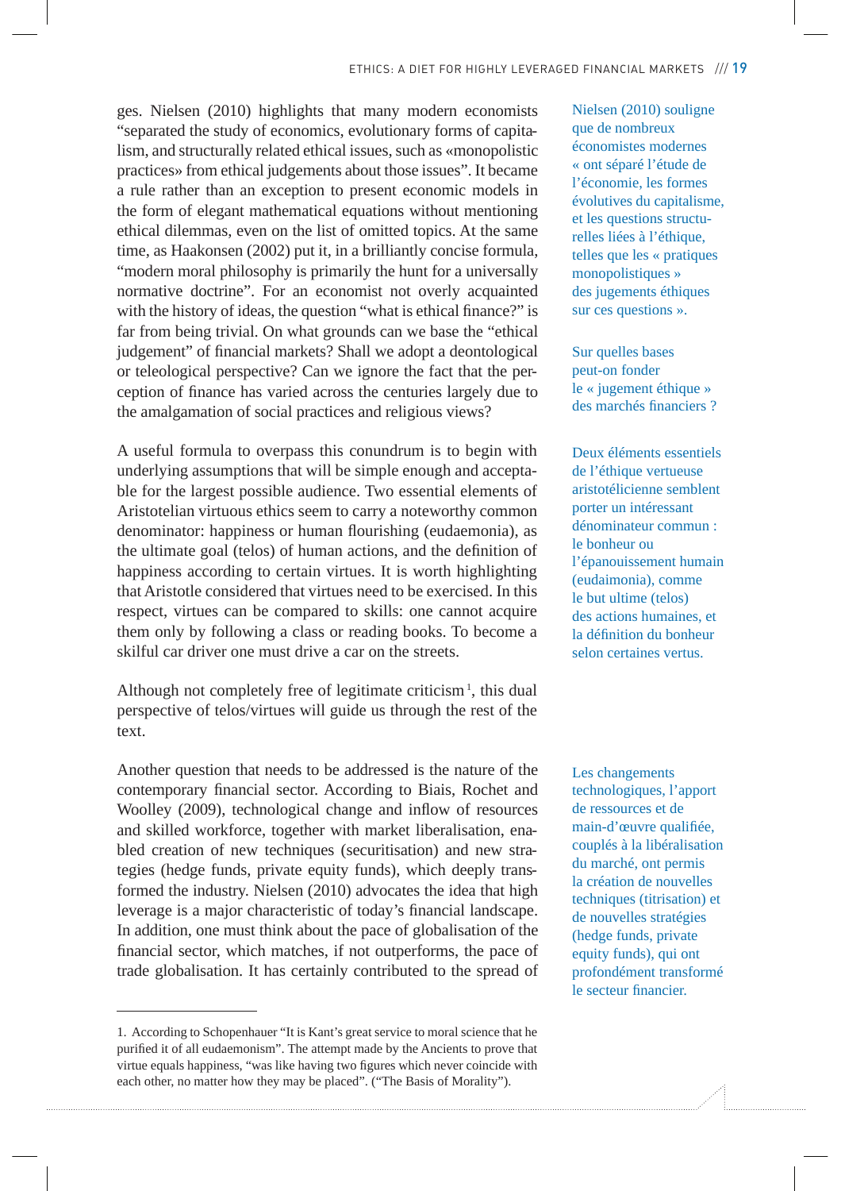ges. Nielsen (2010) highlights that many modern economists "separated the study of economics, evolutionary forms of capitalism, and structurally related ethical issues, such as «monopolistic practices» from ethical judgements about those issues". It became a rule rather than an exception to present economic models in the form of elegant mathematical equations without mentioning ethical dilemmas, even on the list of omitted topics. At the same time, as Haakonsen (2002) put it, in a brilliantly concise formula, "modern moral philosophy is primarily the hunt for a universally normative doctrine". For an economist not overly acquainted with the history of ideas, the question "what is ethical finance?" is far from being trivial. On what grounds can we base the "ethical judgement" of financial markets? Shall we adopt a deontological or teleological perspective? Can we ignore the fact that the perception of finance has varied across the centuries largely due to the amalgamation of social practices and religious views?

Nielsen (2010) souligne que de nombreux économistes modernes « ont séparé l'étude de l'économie, les formes évolutives du capitalisme, et les questions structurelles liées à l'éthique, telles que les « pratiques monopolistiques » des jugements éthiques sur ces questions ».

Sur quelles bases peut-on fonder le « jugement éthique » des marchés financiers ?

A useful formula to overpass this conundrum is to begin with underlying assumptions that will be simple enough and acceptable for the largest possible audience. Two essential elements of Aristotelian virtuous ethics seem to carry a noteworthy common denominator: happiness or human flourishing (eudaemonia), as the ultimate goal (telos) of human actions, and the definition of happiness according to certain virtues. It is worth highlighting that Aristotle considered that virtues need to be exercised. In this respect, virtues can be compared to skills: one cannot acquire them only by following a class or reading books. To become a skilful car driver one must drive a car on the streets.

Deux éléments essentiels de l'éthique vertueuse aristotélicienne semblent porter un intéressant dénominateur commun : le bonheur ou l'épanouissement humain (eudaimonia), comme le but ultime (telos) des actions humaines, et la définition du bonheur selon certaines vertus.

Although not completely free of legitimate criticism[1], this dual perspective of telos/virtues will guide us through the rest of the text.

Another question that needs to be addressed is the nature of the contemporary financial sector. According to Biais, Rochet and Woolley (2009), technological change and inflow of resources and skilled workforce, together with market liberalisation, enabled creation of new techniques (securitisation) and new strategies (hedge funds, private equity funds), which deeply transformed the industry. Nielsen (2010) advocates the idea that high leverage is a major characteristic of today's financial landscape. In addition, one must think about the pace of globalisation of the financial sector, which matches, if not outperforms, the pace of trade globalisation. It has certainly contributed to the spread of

Les changements technologiques, l'apport de ressources et de main-d'œuvre qualifiée, couplés à la libéralisation du marché, ont permis la création de nouvelles techniques (titrisation) et de nouvelles stratégies (hedge funds, private equity funds), qui ont profondément transformé le secteur financier.

---

1. According to Schopenhauer "It is Kant's great service to moral science that he purified it of all eudaemonism". The attempt made by the Ancients to prove that virtue equals happiness, "was like having two figures which never coincide with each other, no matter how they may be placed". ("The Basis of Morality").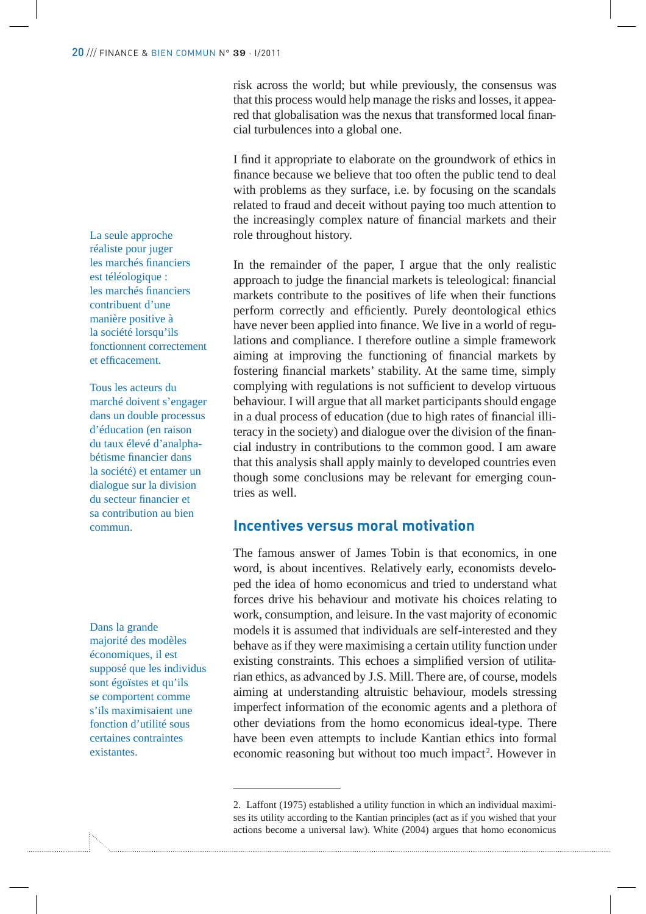risk across the world; but while previously, the consensus was that this process would help manage the risks and losses, it appeared that globalisation was the nexus that transformed local financial turbulences into a global one.

I find it appropriate to elaborate on the groundwork of ethics in finance because we believe that too often the public tend to deal with problems as they surface, i.e. by focusing on the scandals related to fraud and deceit without paying too much attention to the increasingly complex nature of financial markets and their role throughout history.

La seule approche réaliste pour juger les marchés financiers est téléologique : les marchés financiers contribuent d'une manière positive à la société lorsqu'ils fonctionnent correctement et efficacement.

In the remainder of the paper, I argue that the only realistic approach to judge the financial markets is teleological: financial markets contribute to the positives of life when their functions perform correctly and efficiently. Purely deontological ethics have never been applied into finance. We live in a world of regulations and compliance. I therefore outline a simple framework aiming at improving the functioning of financial markets by fostering financial markets' stability. At the same time, simply complying with regulations is not sufficient to develop virtuous behaviour. I will argue that all market participants should engage in a dual process of education (due to high rates of financial illiteracy in the society) and dialogue over the division of the financial industry in contributions to the common good. I am aware that this analysis shall apply mainly to developed countries even though some conclusions may be relevant for emerging countries as well.

Tous les acteurs du marché doivent s'engager dans un double processus d'éducation (en raison du taux élevé d'analphabétisme financier dans la société) et entamer un dialogue sur la division du secteur financier et sa contribution au bien commun.

## Incentives versus moral motivation

The famous answer of James Tobin is that economics, in one word, is about incentives. Relatively early, economists developed the idea of homo economicus and tried to understand what forces drive his behaviour and motivate his choices relating to work, consumption, and leisure. In the vast majority of economic models it is assumed that individuals are self-interested and they behave as if they were maximising a certain utility function under existing constraints. This echoes a simplified version of utilitarian ethics, as advanced by J.S. Mill. There are, of course, models aiming at understanding altruistic behaviour, models stressing imperfect information of the economic agents and a plethora of other deviations from the homo economicus ideal-type. There have been even attempts to include Kantian ethics into formal economic reasoning but without too much impact[2]. However in

Dans la grande majorité des modèles économiques, il est supposé que les individus sont égoïstes et qu'ils se comportent comme s'ils maximisaient une fonction d'utilité sous certaines contraintes existantes.

2. Laffont (1975) established a utility function in which an individual maximises its utility according to the Kantian principles (act as if you wished that your actions become a universal law). White (2004) argues that homo economicus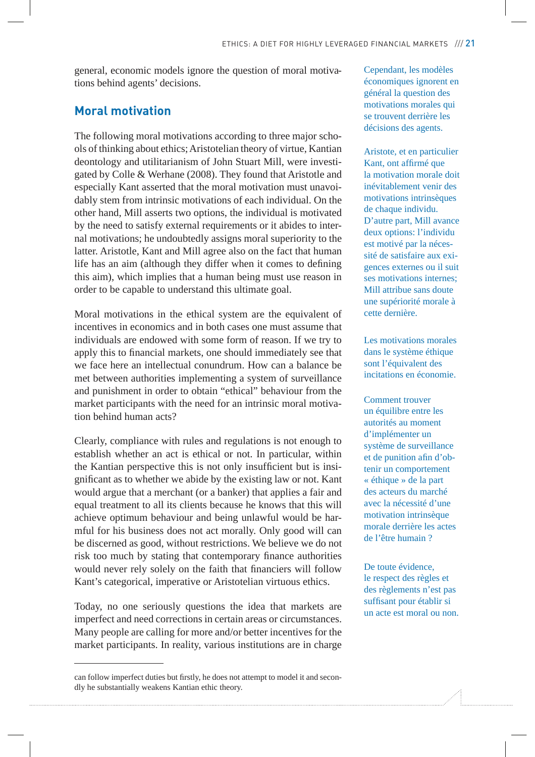general, economic models ignore the question of moral motivations behind agents' decisions.

Cependant, les modèles économiques ignorent en général la question des motivations morales qui se trouvent derrière les décisions des agents.

## Moral motivation

The following moral motivations according to three major schools of thinking about ethics; Aristotelian theory of virtue, Kantian deontology and utilitarianism of John Stuart Mill, were investigated by Colle & Werhane (2008). They found that Aristotle and especially Kant asserted that the moral motivation must unavoidably stem from intrinsic motivations of each individual. On the other hand, Mill asserts two options, the individual is motivated by the need to satisfy external requirements or it abides to internal motivations; he undoubtedly assigns moral superiority to the latter. Aristotle, Kant and Mill agree also on the fact that human life has an aim (although they differ when it comes to defining this aim), which implies that a human being must use reason in order to be capable to understand this ultimate goal.

Aristote, et en particulier Kant, ont affirmé que la motivation morale doit inévitablement venir des motivations intrinsèques de chaque individu. D'autre part, Mill avance deux options: l'individu est motivé par la nécessité de satisfaire aux exigences externes ou il suit ses motivations internes; Mill attribue sans doute une supériorité morale à cette dernière.

Moral motivations in the ethical system are the equivalent of incentives in economics and in both cases one must assume that individuals are endowed with some form of reason. If we try to apply this to financial markets, one should immediately see that we face here an intellectual conundrum. How can a balance be met between authorities implementing a system of surveillance and punishment in order to obtain "ethical" behaviour from the market participants with the need for an intrinsic moral motivation behind human acts?

Les motivations morales dans le système éthique sont l'équivalent des incitations en économie.

Comment trouver un équilibre entre les autorités au moment d'implémenter un système de surveillance et de punition afin d'obtenir un comportement « éthique » de la part des acteurs du marché avec la nécessité d'une motivation intrinsèque morale derrière les actes de l'être humain ?

Clearly, compliance with rules and regulations is not enough to establish whether an act is ethical or not. In particular, within the Kantian perspective this is not only insufficient but is insignificant as to whether we abide by the existing law or not. Kant would argue that a merchant (or a banker) that applies a fair and equal treatment to all its clients because he knows that this will achieve optimum behaviour and being unlawful would be harmful for his business does not act morally. Only good will can be discerned as good, without restrictions. We believe we do not risk too much by stating that contemporary finance authorities would never rely solely on the faith that financiers will follow Kant's categorical, imperative or Aristotelian virtuous ethics.

De toute évidence, le respect des règles et des règlements n'est pas suffisant pour établir si un acte est moral ou non.

Today, no one seriously questions the idea that markets are imperfect and need corrections in certain areas or circumstances. Many people are calling for more and/or better incentives for the market participants. In reality, various institutions are in charge

---

can follow imperfect duties but firstly, he does not attempt to model it and secondly he substantially weakens Kantian ethic theory.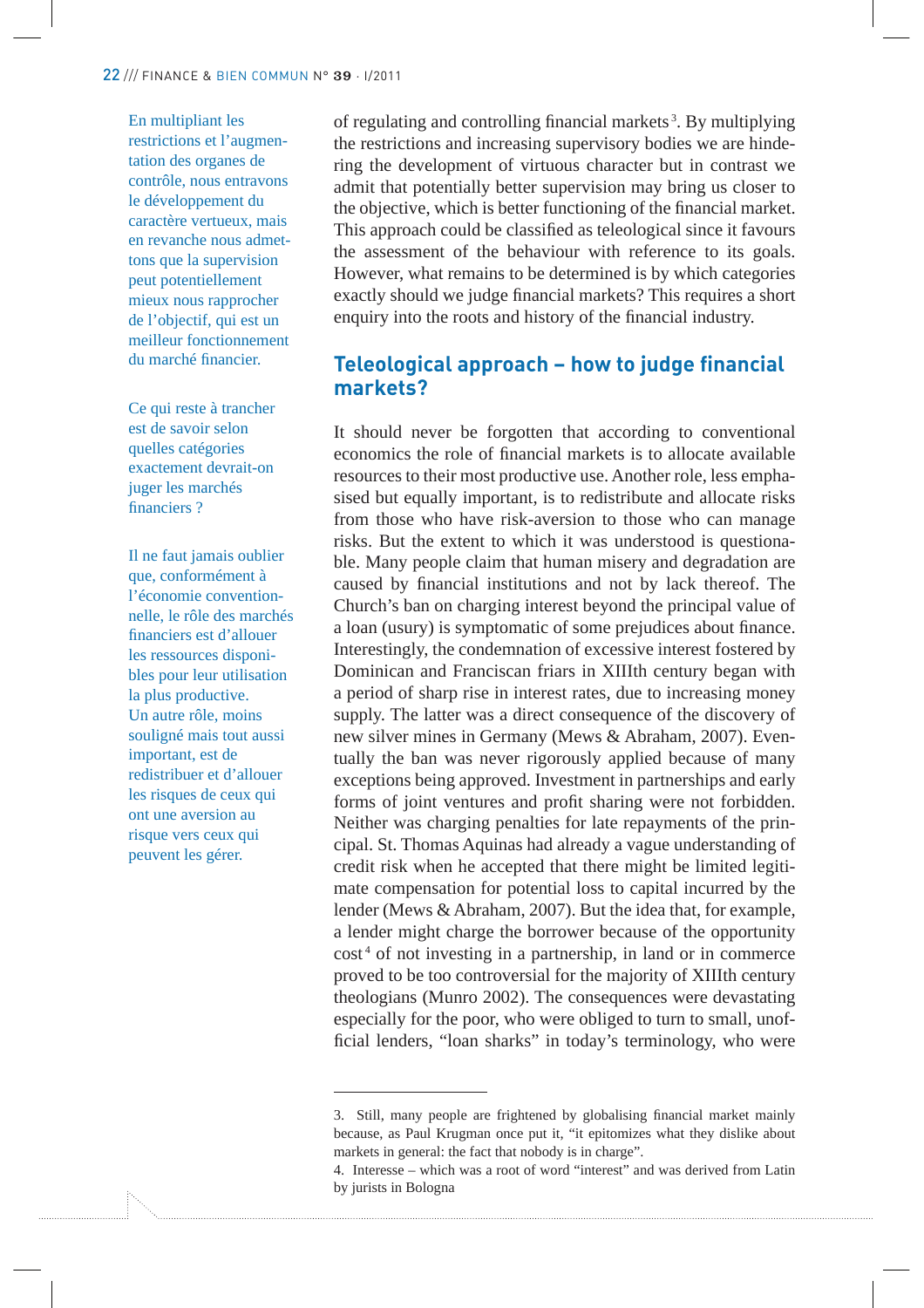En multipliant les restrictions et l'augmentation des organes de contrôle, nous entravons le développement du caractère vertueux, mais en revanche nous admettons que la supervision peut potentiellement mieux nous rapprocher de l'objectif, qui est un meilleur fonctionnement du marché financier.

Ce qui reste à trancher est de savoir selon quelles catégories exactement devrait-on juger les marchés financiers ?

Il ne faut jamais oublier que, conformément à l'économie conventionnelle, le rôle des marchés financiers est d'allouer les ressources disponibles pour leur utilisation la plus productive. Un autre rôle, moins souligné mais tout aussi important, est de redistribuer et d'allouer les risques de ceux qui ont une aversion au risque vers ceux qui peuvent les gérer.

of regulating and controlling financial markets[3]. By multiplying the restrictions and increasing supervisory bodies we are hindering the development of virtuous character but in contrast we admit that potentially better supervision may bring us closer to the objective, which is better functioning of the financial market. This approach could be classified as teleological since it favours the assessment of the behaviour with reference to its goals. However, what remains to be determined is by which categories exactly should we judge financial markets? This requires a short enquiry into the roots and history of the financial industry.

## Teleological approach – how to judge financial markets?

It should never be forgotten that according to conventional economics the role of financial markets is to allocate available resources to their most productive use. Another role, less emphasised but equally important, is to redistribute and allocate risks from those who have risk-aversion to those who can manage risks. But the extent to which it was understood is questionable. Many people claim that human misery and degradation are caused by financial institutions and not by lack thereof. The Church's ban on charging interest beyond the principal value of a loan (usury) is symptomatic of some prejudices about finance. Interestingly, the condemnation of excessive interest fostered by Dominican and Franciscan friars in XIIIth century began with a period of sharp rise in interest rates, due to increasing money supply. The latter was a direct consequence of the discovery of new silver mines in Germany (Mews & Abraham, 2007). Eventually the ban was never rigorously applied because of many exceptions being approved. Investment in partnerships and early forms of joint ventures and profit sharing were not forbidden. Neither was charging penalties for late repayments of the principal. St. Thomas Aquinas had already a vague understanding of credit risk when he accepted that there might be limited legitimate compensation for potential loss to capital incurred by the lender (Mews & Abraham, 2007). But the idea that, for example, a lender might charge the borrower because of the opportunity cost[4] of not investing in a partnership, in land or in commerce proved to be too controversial for the majority of XIIIth century theologians (Munro 2002). The consequences were devastating especially for the poor, who were obliged to turn to small, unofficial lenders, "loan sharks" in today's terminology, who were

---

3. Still, many people are frightened by globalising financial market mainly because, as Paul Krugman once put it, "it epitomizes what they dislike about markets in general: the fact that nobody is in charge".

4. Interesse – which was a root of word "interest" and was derived from Latin by jurists in Bologna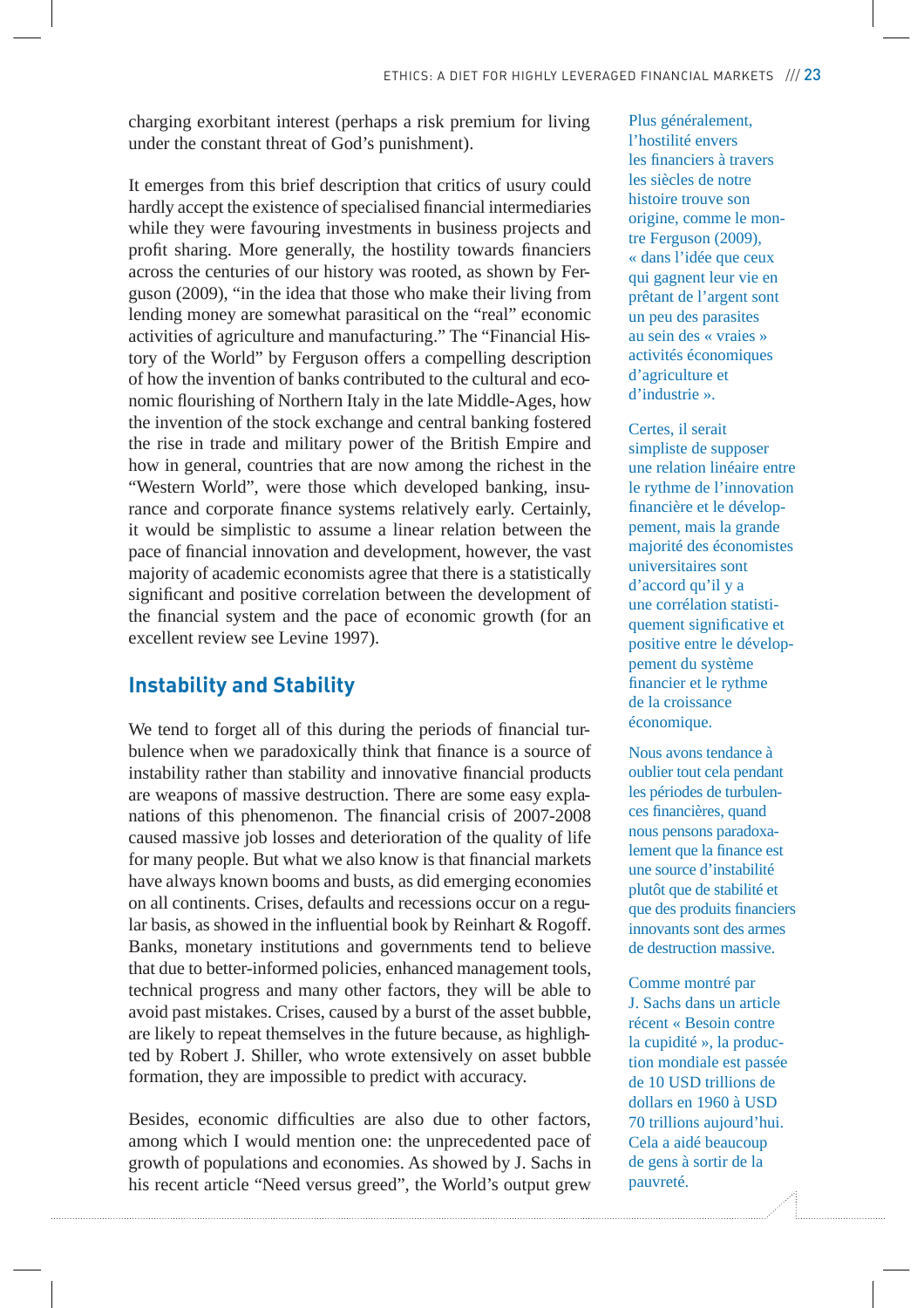charging exorbitant interest (perhaps a risk premium for living under the constant threat of God's punishment).

It emerges from this brief description that critics of usury could hardly accept the existence of specialised financial intermediaries while they were favouring investments in business projects and profit sharing. More generally, the hostility towards financiers across the centuries of our history was rooted, as shown by Ferguson (2009), "in the idea that those who make their living from lending money are somewhat parasitical on the "real" economic activities of agriculture and manufacturing." The "Financial History of the World" by Ferguson offers a compelling description of how the invention of banks contributed to the cultural and economic flourishing of Northern Italy in the late Middle-Ages, how the invention of the stock exchange and central banking fostered the rise in trade and military power of the British Empire and how in general, countries that are now among the richest in the "Western World", were those which developed banking, insurance and corporate finance systems relatively early. Certainly, it would be simplistic to assume a linear relation between the pace of financial innovation and development, however, the vast majority of academic economists agree that there is a statistically significant and positive correlation between the development of the financial system and the pace of economic growth (for an excellent review see Levine 1997).

## Instability and Stability

We tend to forget all of this during the periods of financial turbulence when we paradoxically think that finance is a source of instability rather than stability and innovative financial products are weapons of massive destruction. There are some easy explanations of this phenomenon. The financial crisis of 2007-2008 caused massive job losses and deterioration of the quality of life for many people. But what we also know is that financial markets have always known booms and busts, as did emerging economies on all continents. Crises, defaults and recessions occur on a regular basis, as showed in the influential book by Reinhart & Rogoff. Banks, monetary institutions and governments tend to believe that due to better-informed policies, enhanced management tools, technical progress and many other factors, they will be able to avoid past mistakes. Crises, caused by a burst of the asset bubble, are likely to repeat themselves in the future because, as highlighted by Robert J. Shiller, who wrote extensively on asset bubble formation, they are impossible to predict with accuracy.

Besides, economic difficulties are also due to other factors, among which I would mention one: the unprecedented pace of growth of populations and economies. As showed by J. Sachs in his recent article "Need versus greed", the World's output grew

Plus généralement, l'hostilité envers les financiers à travers les siècles de notre histoire trouve son origine, comme le montre Ferguson (2009), « dans l'idée que ceux qui gagnent leur vie en prêtant de l'argent sont un peu des parasites au sein des « vraies » activités économiques d'agriculture et d'industrie ».

Certes, il serait simpliste de supposer une relation linéaire entre le rythme de l'innovation financière et le développement, mais la grande majorité des économistes universitaires sont d'accord qu'il y a une corrélation statistiquement significative et positive entre le développement du système financier et le rythme de la croissance économique.

Nous avons tendance à oublier tout cela pendant les périodes de turbulences financières, quand nous pensons paradoxalement que la finance est une source d'instabilité plutôt que de stabilité et que des produits financiers innovants sont des armes de destruction massive.

Comme montré par J. Sachs dans un article récent « Besoin contre la cupidité », la production mondiale est passée de 10 USD trillions de dollars en 1960 à USD 70 trillions aujourd'hui. Cela a aidé beaucoup de gens à sortir de la pauvreté.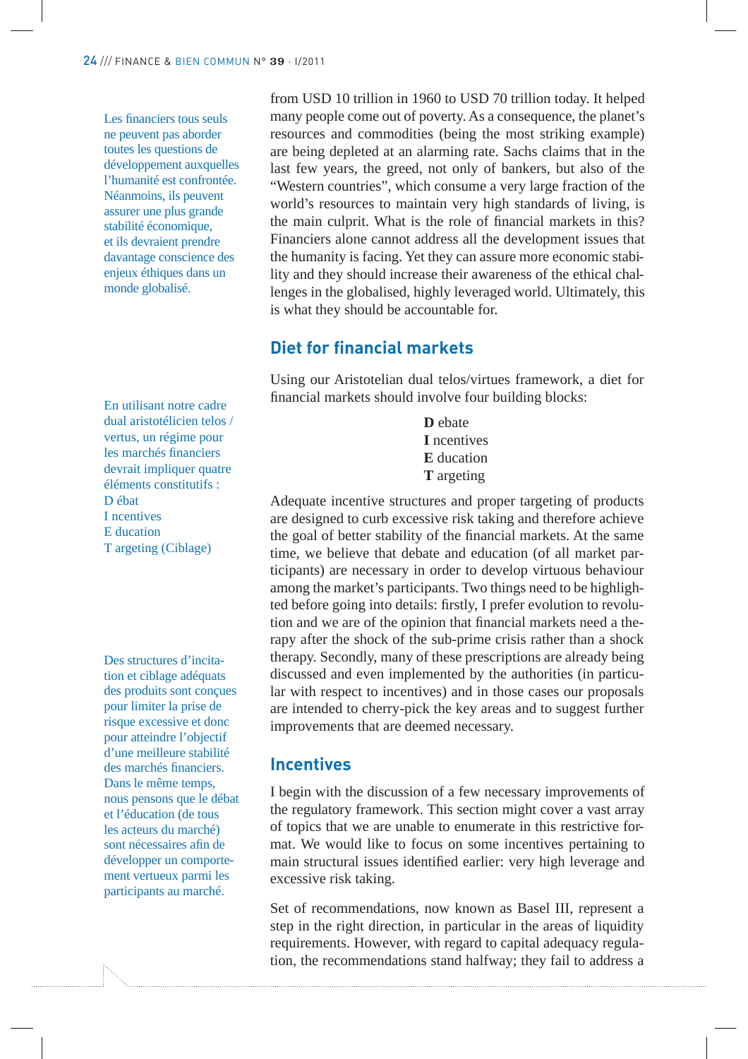Les financiers tous seuls ne peuvent pas aborder toutes les questions de développement auxquelles l'humanité est confrontée. Néanmoins, ils peuvent assurer une plus grande stabilité économique, et ils devraient prendre davantage conscience des enjeux éthiques dans un monde globalisé.

from USD 10 trillion in 1960 to USD 70 trillion today. It helped many people come out of poverty. As a consequence, the planet's resources and commodities (being the most striking example) are being depleted at an alarming rate. Sachs claims that in the last few years, the greed, not only of bankers, but also of the "Western countries", which consume a very large fraction of the world's resources to maintain very high standards of living, is the main culprit. What is the role of financial markets in this? Financiers alone cannot address all the development issues that the humanity is facing. Yet they can assure more economic stability and they should increase their awareness of the ethical challenges in the globalised, highly leveraged world. Ultimately, this is what they should be accountable for.

## Diet for financial markets

En utilisant notre cadre dual aristotélicien telos / vertus, un régime pour les marchés financiers devrait impliquer quatre éléments constitutifs :
D ébat
I ncentives
E ducation
T argeting (Ciblage)

Using our Aristotelian dual telos/virtues framework, a diet for financial markets should involve four building blocks:

**D** ebate
**I** ncentives
**E** ducation
**T** argeting

Des structures d'incitation et ciblage adéquats des produits sont conçues pour limiter la prise de risque excessive et donc pour atteindre l'objectif d'une meilleure stabilité des marchés financiers. Dans le même temps, nous pensons que le débat et l'éducation (de tous les acteurs du marché) sont nécessaires afin de développer un comportement vertueux parmi les participants au marché.

Adequate incentive structures and proper targeting of products are designed to curb excessive risk taking and therefore achieve the goal of better stability of the financial markets. At the same time, we believe that debate and education (of all market participants) are necessary in order to develop virtuous behaviour among the market's participants. Two things need to be highlighted before going into details: firstly, I prefer evolution to revolution and we are of the opinion that financial markets need a therapy after the shock of the sub-prime crisis rather than a shock therapy. Secondly, many of these prescriptions are already being discussed and even implemented by the authorities (in particular with respect to incentives) and in those cases our proposals are intended to cherry-pick the key areas and to suggest further improvements that are deemed necessary.

## Incentives

I begin with the discussion of a few necessary improvements of the regulatory framework. This section might cover a vast array of topics that we are unable to enumerate in this restrictive format. We would like to focus on some incentives pertaining to main structural issues identified earlier: very high leverage and excessive risk taking.

Set of recommendations, now known as Basel III, represent a step in the right direction, in particular in the areas of liquidity requirements. However, with regard to capital adequacy regulation, the recommendations stand halfway; they fail to address a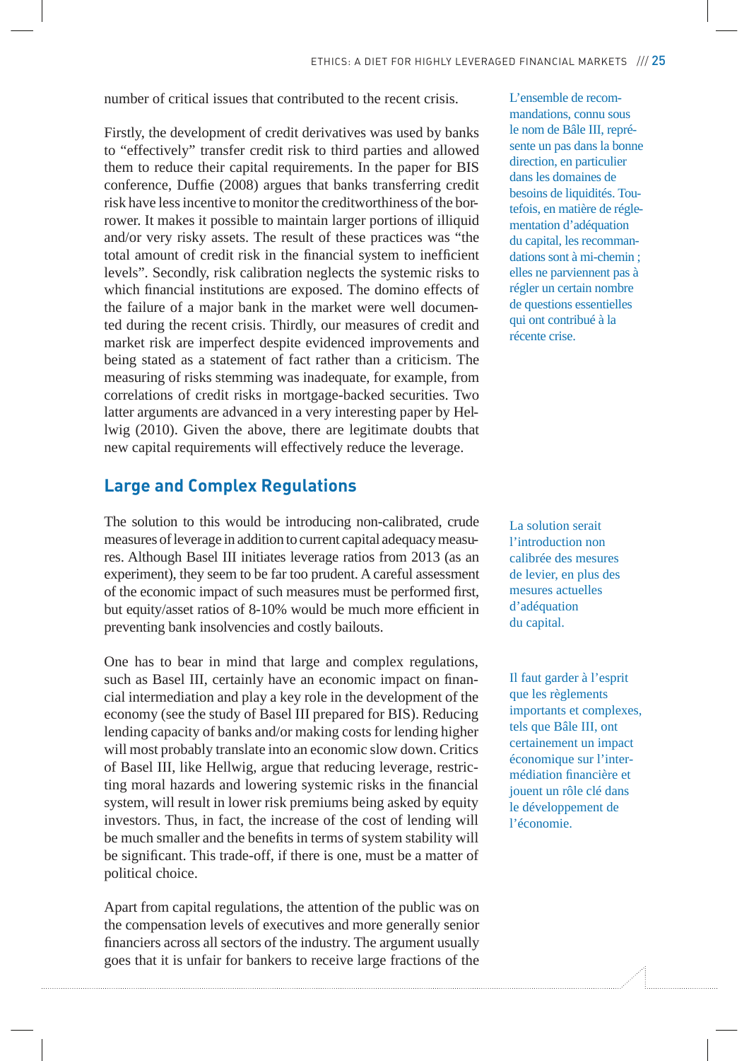number of critical issues that contributed to the recent crisis.

Firstly, the development of credit derivatives was used by banks to "effectively" transfer credit risk to third parties and allowed them to reduce their capital requirements. In the paper for BIS conference, Duffie (2008) argues that banks transferring credit risk have less incentive to monitor the creditworthiness of the borrower. It makes it possible to maintain larger portions of illiquid and/or very risky assets. The result of these practices was "the total amount of credit risk in the financial system to inefficient levels". Secondly, risk calibration neglects the systemic risks to which financial institutions are exposed. The domino effects of the failure of a major bank in the market were well documented during the recent crisis. Thirdly, our measures of credit and market risk are imperfect despite evidenced improvements and being stated as a statement of fact rather than a criticism. The measuring of risks stemming was inadequate, for example, from correlations of credit risks in mortgage-backed securities. Two latter arguments are advanced in a very interesting paper by Hellwig (2010). Given the above, there are legitimate doubts that new capital requirements will effectively reduce the leverage.

L'ensemble de recommandations, connu sous le nom de Bâle III, représente un pas dans la bonne direction, en particulier dans les domaines de besoins de liquidités. Toutefois, en matière de réglementation d'adéquation du capital, les recommandations sont à mi-chemin ; elles ne parviennent pas à régler un certain nombre de questions essentielles qui ont contribué à la récente crise.

## Large and Complex Regulations

The solution to this would be introducing non-calibrated, crude measures of leverage in addition to current capital adequacy measures. Although Basel III initiates leverage ratios from 2013 (as an experiment), they seem to be far too prudent. A careful assessment of the economic impact of such measures must be performed first, but equity/asset ratios of 8-10% would be much more efficient in preventing bank insolvencies and costly bailouts.

La solution serait l'introduction non calibrée des mesures de levier, en plus des mesures actuelles d'adéquation du capital.

One has to bear in mind that large and complex regulations, such as Basel III, certainly have an economic impact on financial intermediation and play a key role in the development of the economy (see the study of Basel III prepared for BIS). Reducing lending capacity of banks and/or making costs for lending higher will most probably translate into an economic slow down. Critics of Basel III, like Hellwig, argue that reducing leverage, restricting moral hazards and lowering systemic risks in the financial system, will result in lower risk premiums being asked by equity investors. Thus, in fact, the increase of the cost of lending will be much smaller and the benefits in terms of system stability will be significant. This trade-off, if there is one, must be a matter of political choice.

Il faut garder à l'esprit que les règlements importants et complexes, tels que Bâle III, ont certainement un impact économique sur l'intermédiation financière et jouent un rôle clé dans le développement de l'économie.

Apart from capital regulations, the attention of the public was on the compensation levels of executives and more generally senior financiers across all sectors of the industry. The argument usually goes that it is unfair for bankers to receive large fractions of the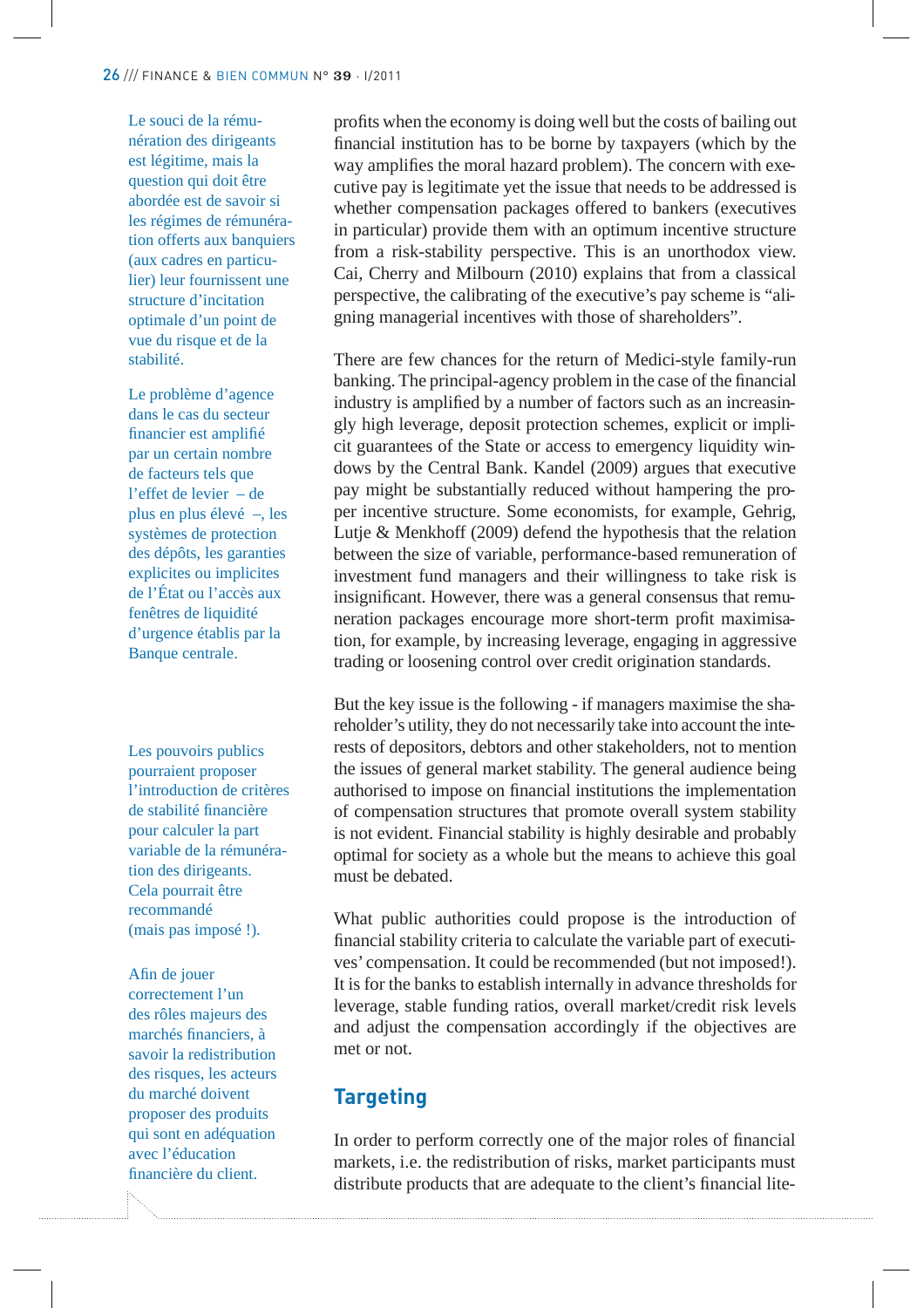Le souci de la rémunération des dirigeants est légitime, mais la question qui doit être abordée est de savoir si les régimes de rémunération offerts aux banquiers (aux cadres en particulier) leur fournissent une structure d'incitation optimale d'un point de vue du risque et de la stabilité.

profits when the economy is doing well but the costs of bailing out financial institution has to be borne by taxpayers (which by the way amplifies the moral hazard problem). The concern with executive pay is legitimate yet the issue that needs to be addressed is whether compensation packages offered to bankers (executives in particular) provide them with an optimum incentive structure from a risk-stability perspective. This is an unorthodox view. Cai, Cherry and Milbourn (2010) explains that from a classical perspective, the calibrating of the executive's pay scheme is "aligning managerial incentives with those of shareholders".

Le problème d'agence dans le cas du secteur financier est amplifié par un certain nombre de facteurs tels que l'effet de levier – de plus en plus élevé –, les systèmes de protection des dépôts, les garanties explicites ou implicites de l'État ou l'accès aux fenêtres de liquidité d'urgence établis par la Banque centrale.

There are few chances for the return of Medici-style family-run banking. The principal-agency problem in the case of the financial industry is amplified by a number of factors such as an increasingly high leverage, deposit protection schemes, explicit or implicit guarantees of the State or access to emergency liquidity windows by the Central Bank. Kandel (2009) argues that executive pay might be substantially reduced without hampering the proper incentive structure. Some economists, for example, Gehrig, Lutje & Menkhoff (2009) defend the hypothesis that the relation between the size of variable, performance-based remuneration of investment fund managers and their willingness to take risk is insignificant. However, there was a general consensus that remuneration packages encourage more short-term profit maximisation, for example, by increasing leverage, engaging in aggressive trading or loosening control over credit origination standards.

But the key issue is the following - if managers maximise the shareholder's utility, they do not necessarily take into account the interests of depositors, debtors and other stakeholders, not to mention the issues of general market stability. The general audience being authorised to impose on financial institutions the implementation of compensation structures that promote overall system stability is not evident. Financial stability is highly desirable and probably optimal for society as a whole but the means to achieve this goal must be debated.

Les pouvoirs publics pourraient proposer l'introduction de critères de stabilité financière pour calculer la part variable de la rémunération des dirigeants. Cela pourrait être recommandé (mais pas imposé !).

What public authorities could propose is the introduction of financial stability criteria to calculate the variable part of executives' compensation. It could be recommended (but not imposed!). It is for the banks to establish internally in advance thresholds for leverage, stable funding ratios, overall market/credit risk levels and adjust the compensation accordingly if the objectives are met or not.

## Targeting

Afin de jouer correctement l'un des rôles majeurs des marchés financiers, à savoir la redistribution des risques, les acteurs du marché doivent proposer des produits qui sont en adéquation avec l'éducation financière du client.

In order to perform correctly one of the major roles of financial markets, i.e. the redistribution of risks, market participants must distribute products that are adequate to the client's financial lite-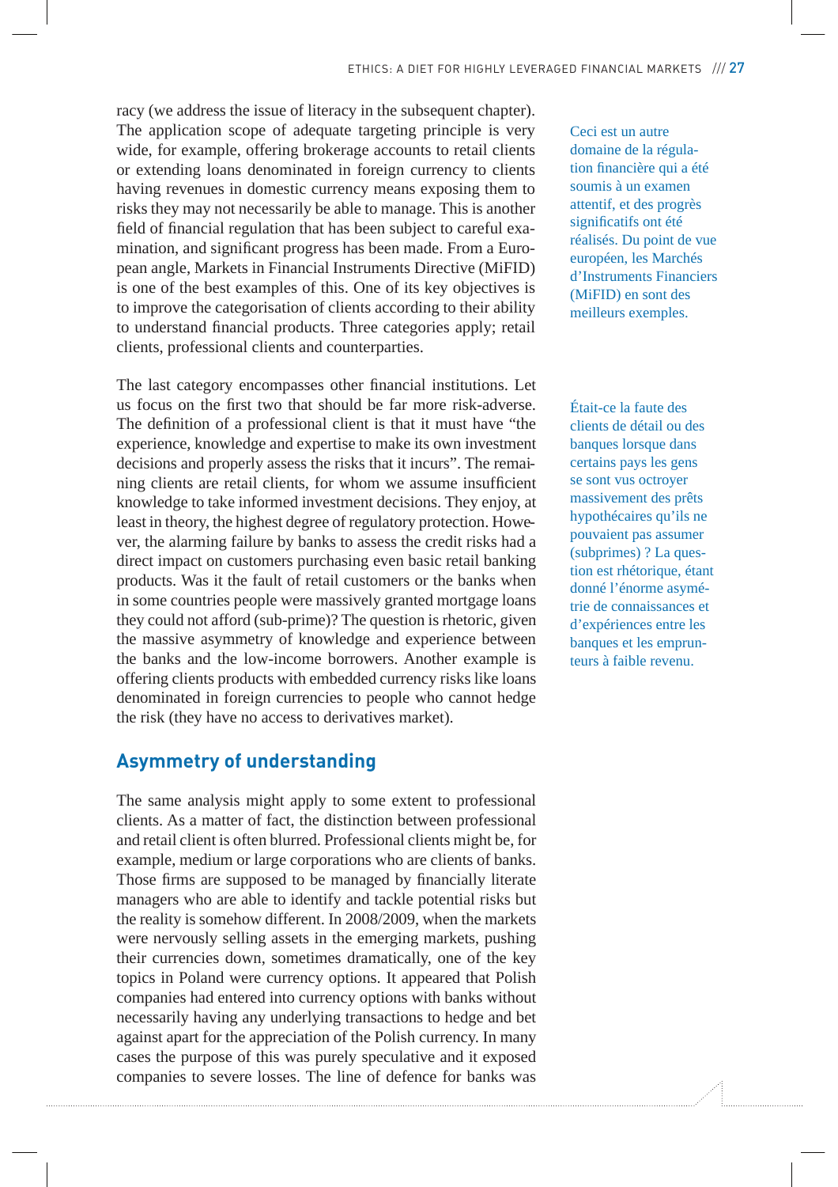racy (we address the issue of literacy in the subsequent chapter). The application scope of adequate targeting principle is very wide, for example, offering brokerage accounts to retail clients or extending loans denominated in foreign currency to clients having revenues in domestic currency means exposing them to risks they may not necessarily be able to manage. This is another field of financial regulation that has been subject to careful examination, and significant progress has been made. From a European angle, Markets in Financial Instruments Directive (MiFID) is one of the best examples of this. One of its key objectives is to improve the categorisation of clients according to their ability to understand financial products. Three categories apply; retail clients, professional clients and counterparties.

Ceci est un autre domaine de la régulation financière qui a été soumis à un examen attentif, et des progrès significatifs ont été réalisés. Du point de vue européen, les Marchés d'Instruments Financiers (MiFID) en sont des meilleurs exemples.

The last category encompasses other financial institutions. Let us focus on the first two that should be far more risk-adverse. The definition of a professional client is that it must have "the experience, knowledge and expertise to make its own investment decisions and properly assess the risks that it incurs". The remaining clients are retail clients, for whom we assume insufficient knowledge to take informed investment decisions. They enjoy, at least in theory, the highest degree of regulatory protection. However, the alarming failure by banks to assess the credit risks had a direct impact on customers purchasing even basic retail banking products. Was it the fault of retail customers or the banks when in some countries people were massively granted mortgage loans they could not afford (sub-prime)? The question is rhetoric, given the massive asymmetry of knowledge and experience between the banks and the low-income borrowers. Another example is offering clients products with embedded currency risks like loans denominated in foreign currencies to people who cannot hedge the risk (they have no access to derivatives market).

Était-ce la faute des clients de détail ou des banques lorsque dans certains pays les gens se sont vus octroyer massivement des prêts hypothécaires qu'ils ne pouvaient pas assumer (subprimes) ? La question est rhétorique, étant donné l'énorme asymétrie de connaissances et d'expériences entre les banques et les emprunteurs à faible revenu.

## Asymmetry of understanding

The same analysis might apply to some extent to professional clients. As a matter of fact, the distinction between professional and retail client is often blurred. Professional clients might be, for example, medium or large corporations who are clients of banks. Those firms are supposed to be managed by financially literate managers who are able to identify and tackle potential risks but the reality is somehow different. In 2008/2009, when the markets were nervously selling assets in the emerging markets, pushing their currencies down, sometimes dramatically, one of the key topics in Poland were currency options. It appeared that Polish companies had entered into currency options with banks without necessarily having any underlying transactions to hedge and bet against apart for the appreciation of the Polish currency. In many cases the purpose of this was purely speculative and it exposed companies to severe losses. The line of defence for banks was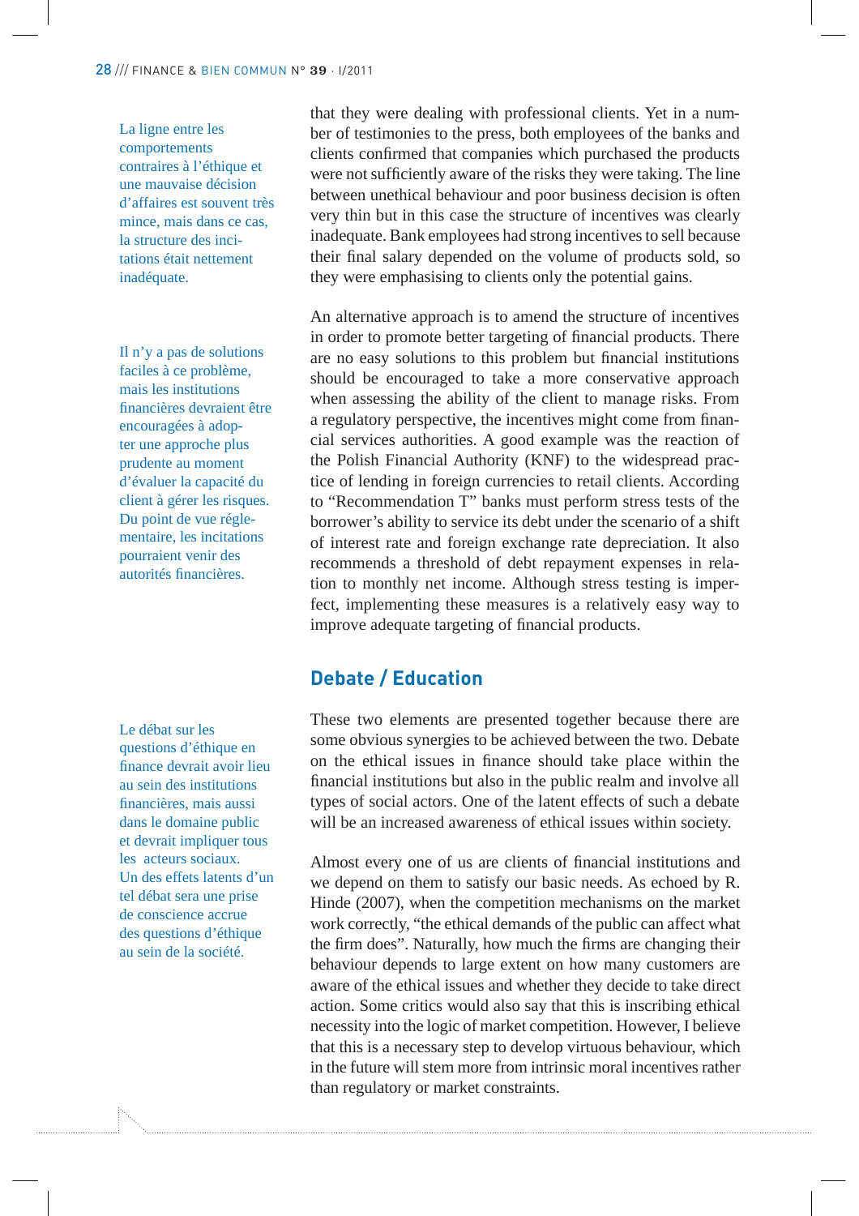> La ligne entre les comportements contraires à l'éthique et une mauvaise décision d'affaires est souvent très mince, mais dans ce cas, la structure des incitations était nettement inadéquate.

that they were dealing with professional clients. Yet in a number of testimonies to the press, both employees of the banks and clients confirmed that companies which purchased the products were not sufficiently aware of the risks they were taking. The line between unethical behaviour and poor business decision is often very thin but in this case the structure of incentives was clearly inadequate. Bank employees had strong incentives to sell because their final salary depended on the volume of products sold, so they were emphasising to clients only the potential gains.

> Il n'y a pas de solutions faciles à ce problème, mais les institutions financières devraient être encouragées à adopter une approche plus prudente au moment d'évaluer la capacité du client à gérer les risques. Du point de vue réglementaire, les incitations pourraient venir des autorités financières.

An alternative approach is to amend the structure of incentives in order to promote better targeting of financial products. There are no easy solutions to this problem but financial institutions should be encouraged to take a more conservative approach when assessing the ability of the client to manage risks. From a regulatory perspective, the incentives might come from financial services authorities. A good example was the reaction of the Polish Financial Authority (KNF) to the widespread practice of lending in foreign currencies to retail clients. According to "Recommendation T" banks must perform stress tests of the borrower's ability to service its debt under the scenario of a shift of interest rate and foreign exchange rate depreciation. It also recommends a threshold of debt repayment expenses in relation to monthly net income. Although stress testing is imperfect, implementing these measures is a relatively easy way to improve adequate targeting of financial products.

## Debate / Education

> Le débat sur les questions d'éthique en finance devrait avoir lieu au sein des institutions financières, mais aussi dans le domaine public et devrait impliquer tous les acteurs sociaux. Un des effets latents d'un tel débat sera une prise de conscience accrue des questions d'éthique au sein de la société.

These two elements are presented together because there are some obvious synergies to be achieved between the two. Debate on the ethical issues in finance should take place within the financial institutions but also in the public realm and involve all types of social actors. One of the latent effects of such a debate will be an increased awareness of ethical issues within society.

Almost every one of us are clients of financial institutions and we depend on them to satisfy our basic needs. As echoed by R. Hinde (2007), when the competition mechanisms on the market work correctly, "the ethical demands of the public can affect what the firm does". Naturally, how much the firms are changing their behaviour depends to large extent on how many customers are aware of the ethical issues and whether they decide to take direct action. Some critics would also say that this is inscribing ethical necessity into the logic of market competition. However, I believe that this is a necessary step to develop virtuous behaviour, which in the future will stem more from intrinsic moral incentives rather than regulatory or market constraints.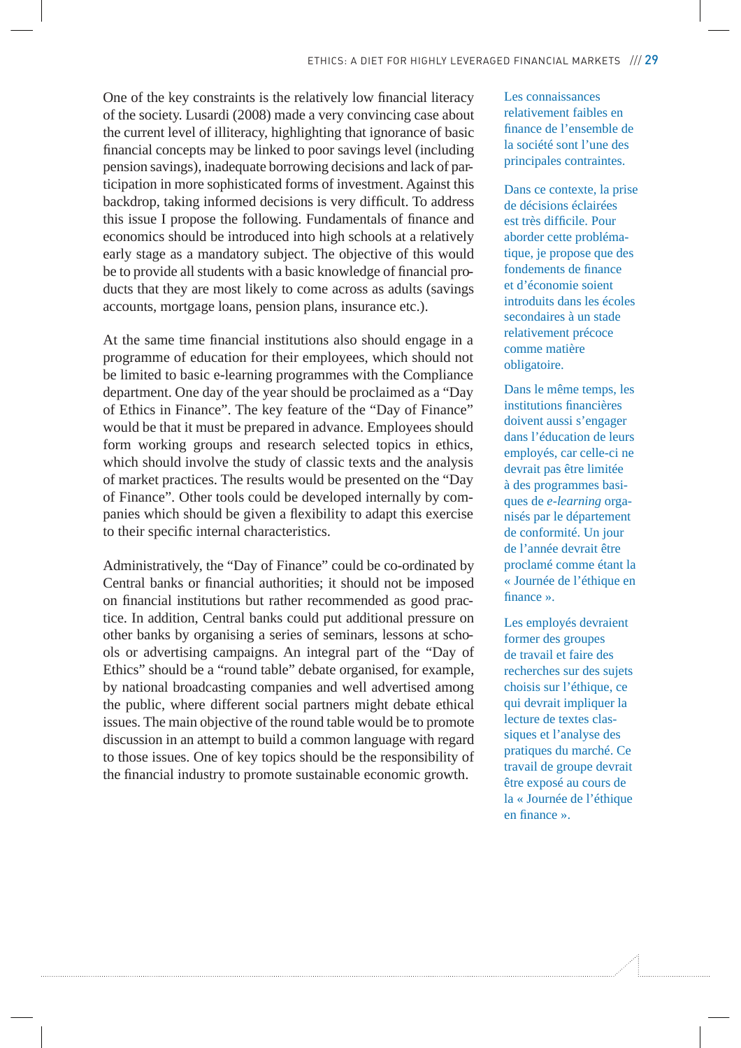One of the key constraints is the relatively low financial literacy of the society. Lusardi (2008) made a very convincing case about the current level of illiteracy, highlighting that ignorance of basic financial concepts may be linked to poor savings level (including pension savings), inadequate borrowing decisions and lack of participation in more sophisticated forms of investment. Against this backdrop, taking informed decisions is very difficult. To address this issue I propose the following. Fundamentals of finance and economics should be introduced into high schools at a relatively early stage as a mandatory subject. The objective of this would be to provide all students with a basic knowledge of financial products that they are most likely to come across as adults (savings accounts, mortgage loans, pension plans, insurance etc.).

At the same time financial institutions also should engage in a programme of education for their employees, which should not be limited to basic e-learning programmes with the Compliance department. One day of the year should be proclaimed as a "Day of Ethics in Finance". The key feature of the "Day of Finance" would be that it must be prepared in advance. Employees should form working groups and research selected topics in ethics, which should involve the study of classic texts and the analysis of market practices. The results would be presented on the "Day of Finance". Other tools could be developed internally by companies which should be given a flexibility to adapt this exercise to their specific internal characteristics.

Administratively, the "Day of Finance" could be co-ordinated by Central banks or financial authorities; it should not be imposed on financial institutions but rather recommended as good practice. In addition, Central banks could put additional pressure on other banks by organising a series of seminars, lessons at schools or advertising campaigns. An integral part of the "Day of Ethics" should be a "round table" debate organised, for example, by national broadcasting companies and well advertised among the public, where different social partners might debate ethical issues. The main objective of the round table would be to promote discussion in an attempt to build a common language with regard to those issues. One of key topics should be the responsibility of the financial industry to promote sustainable economic growth.

Les connaissances relativement faibles en finance de l'ensemble de la société sont l'une des principales contraintes.

Dans ce contexte, la prise de décisions éclairées est très difficile. Pour aborder cette problématique, je propose que des fondements de finance et d'économie soient introduits dans les écoles secondaires à un stade relativement précoce comme matière obligatoire.

Dans le même temps, les institutions financières doivent aussi s'engager dans l'éducation de leurs employés, car celle-ci ne devrait pas être limitée à des programmes basiques de *e-learning* organisés par le département de conformité. Un jour de l'année devrait être proclamé comme étant la « Journée de l'éthique en finance ».

Les employés devraient former des groupes de travail et faire des recherches sur des sujets choisis sur l'éthique, ce qui devrait impliquer la lecture de textes classiques et l'analyse des pratiques du marché. Ce travail de groupe devrait être exposé au cours de la « Journée de l'éthique en finance ».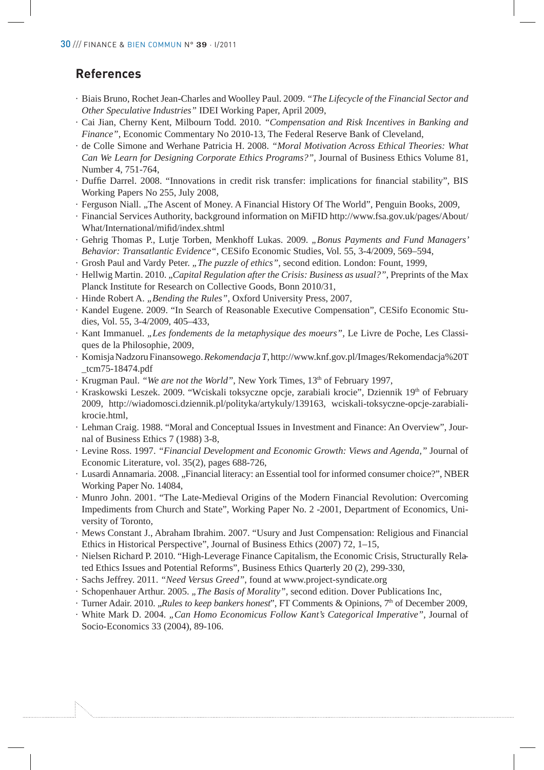## References

- Biais Bruno, Rochet Jean-Charles and Woolley Paul. 2009. *"The Lifecycle of the Financial Sector and Other Speculative Industries"* IDEI Working Paper, April 2009,
- Cai Jian, Cherny Kent, Milbourn Todd. 2010. *"Compensation and Risk Incentives in Banking and Finance"*, Economic Commentary No 2010-13, The Federal Reserve Bank of Cleveland,
- de Colle Simone and Werhane Patricia H. 2008. *"Moral Motivation Across Ethical Theories: What Can We Learn for Designing Corporate Ethics Programs?"*, Journal of Business Ethics Volume 81, Number 4, 751-764,
- Duffie Darrel. 2008. "Innovations in credit risk transfer: implications for financial stability", BIS Working Papers No 255, July 2008,
- Ferguson Niall. „The Ascent of Money. A Financial History Of The World", Penguin Books, 2009,
- Financial Services Authority, background information on MiFID http://www.fsa.gov.uk/pages/About/What/International/mifid/index.shtml
- Gehrig Thomas P., Lutje Torben, Menkhoff Lukas. 2009. *„Bonus Payments and Fund Managers' Behavior: Transatlantic Evidence"*, CESifo Economic Studies, Vol. 55, 3-4/2009, 569–594,
- Grosh Paul and Vardy Peter. *„The puzzle of ethics"*, second edition. London: Fount, 1999,
- Hellwig Martin. 2010. *„Capital Regulation after the Crisis: Business as usual?"*, Preprints of the Max Planck Institute for Research on Collective Goods, Bonn 2010/31,
- Hinde Robert A. *„Bending the Rules"*, Oxford University Press, 2007,
- Kandel Eugene. 2009. "In Search of Reasonable Executive Compensation", CESifo Economic Studies, Vol. 55, 3-4/2009, 405–433,
- Kant Immanuel. *„Les fondements de la metaphysique des moeurs"*, Le Livre de Poche, Les Classiques de la Philosophie, 2009,
- Komisja Nadzoru Finansowego. *Rekomendacja T*, http://www.knf.gov.pl/Images/Rekomendacja%20T_tcm75-18474.pdf
- Krugman Paul. *"We are not the World"*, New York Times, 13th of February 1997,
- Kraskowski Leszek. 2009. "Wciskali toksyczne opcje, zarabiali krocie", Dziennik 19th of February 2009, http://wiadomosci.dziennik.pl/polityka/artykuly/139163, wciskali-toksyczne-opcje-zarabiali-krocie.html,
- Lehman Craig. 1988. "Moral and Conceptual Issues in Investment and Finance: An Overview", Journal of Business Ethics 7 (1988) 3-8,
- Levine Ross. 1997. *"Financial Development and Economic Growth: Views and Agenda,"* Journal of Economic Literature, vol. 35(2), pages 688-726,
- Lusardi Annamaria. 2008. „Financial literacy: an Essential tool for informed consumer choice?", NBER Working Paper No. 14084,
- Munro John. 2001. "The Late-Medieval Origins of the Modern Financial Revolution: Overcoming Impediments from Church and State", Working Paper No. 2 -2001, Department of Economics, University of Toronto,
- Mews Constant J., Abraham Ibrahim. 2007. "Usury and Just Compensation: Religious and Financial Ethics in Historical Perspective", Journal of Business Ethics (2007) 72, 1–15,
- Nielsen Richard P. 2010. "High-Leverage Finance Capitalism, the Economic Crisis, Structurally Related Ethics Issues and Potential Reforms", Business Ethics Quarterly 20 (2), 299-330,
- Sachs Jeffrey. 2011. *"Need Versus Greed"*, found at www.project-syndicate.org
- Schopenhauer Arthur. 2005. *„The Basis of Morality"*, second edition. Dover Publications Inc,
- Turner Adair. 2010. *„Rules to keep bankers honest*", FT Comments & Opinions, 7th of December 2009,
- White Mark D. 2004. *„Can Homo Economicus Follow Kant's Categorical Imperative"*, Journal of Socio-Economics 33 (2004), 89-106.